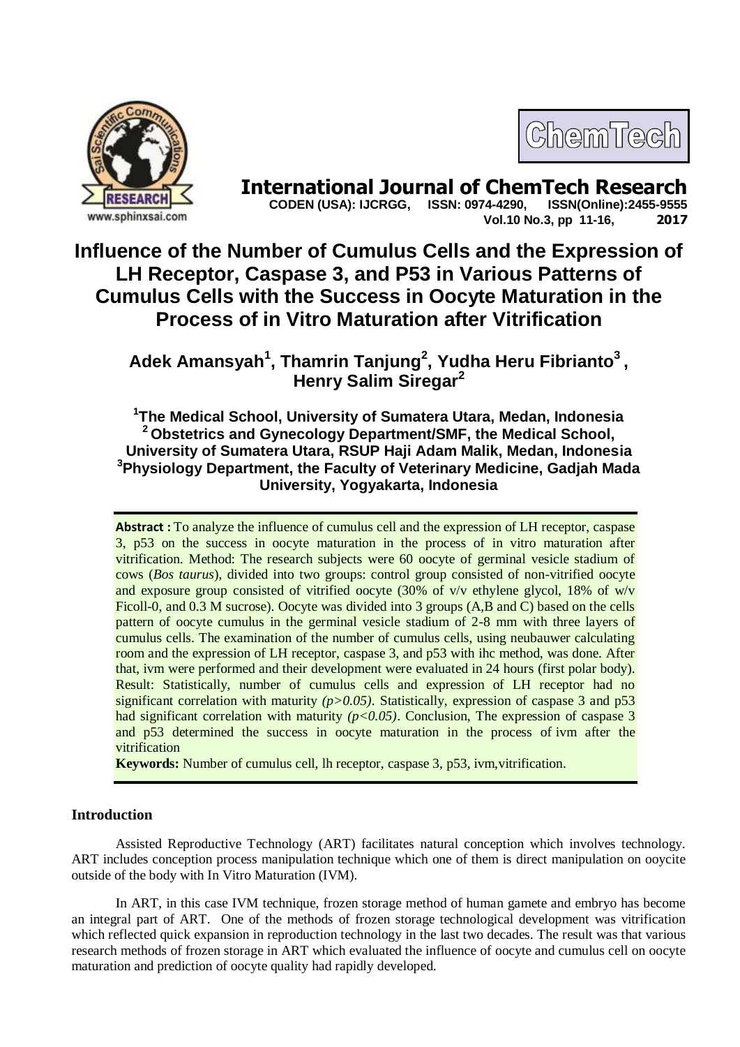# International Journal of ChemTech Research

**CODEN (USA): IJCRGG, ISSN: 0974-4290, ISSN(Online):2455-9555**
**Vol.10 No.3, pp 11-16, 2017**

# Influence of the Number of Cumulus Cells and the Expression of LH Receptor, Caspase 3, and P53 in Various Patterns of Cumulus Cells with the Success in Oocyte Maturation in the Process of in Vitro Maturation after Vitrification

**Adek Amansyah[1], Thamrin Tanjung[2], Yudha Heru Fibrianto[3], Henry Salim Siregar[2]**

**[1]The Medical School, University of Sumatera Utara, Medan, Indonesia**
**[2]Obstetrics and Gynecology Department/SMF, the Medical School, University of Sumatera Utara, RSUP Haji Adam Malik, Medan, Indonesia**
**[3]Physiology Department, the Faculty of Veterinary Medicine, Gadjah Mada University, Yogyakarta, Indonesia**

**Abstract :** To analyze the influence of cumulus cell and the expression of LH receptor, caspase 3, p53 on the success in oocyte maturation in the process of in vitro maturation after vitrification. Method: The research subjects were 60 oocyte of germinal vesicle stadium of cows (*Bos taurus*), divided into two groups: control group consisted of non-vitrified oocyte and exposure group consisted of vitrified oocyte (30% of v/v ethylene glycol, 18% of w/v Ficoll-0, and 0.3 M sucrose). Oocyte was divided into 3 groups (A,B and C) based on the cells pattern of oocyte cumulus in the germinal vesicle stadium of 2-8 mm with three layers of cumulus cells. The examination of the number of cumulus cells, using neubauwer calculating room and the expression of LH receptor, caspase 3, and p53 with ihc method, was done. After that, ivm were performed and their development were evaluated in 24 hours (first polar body). Result: Statistically, number of cumulus cells and expression of LH receptor had no significant correlation with maturity *($p>0.05$)*. Statistically, expression of caspase 3 and p53 had significant correlation with maturity *($p<0.05$)*. Conclusion, The expression of caspase 3 and p53 determined the success in oocyte maturation in the process of ivm after the vitrification

**Keywords:** Number of cumulus cell, lh receptor, caspase 3, p53, ivm,vitrification.

## Introduction

Assisted Reproductive Technology (ART) facilitates natural conception which involves technology. ART includes conception process manipulation technique which one of them is direct manipulation on ooycite outside of the body with In Vitro Maturation (IVM).

In ART, in this case IVM technique, frozen storage method of human gamete and embryo has become an integral part of ART. One of the methods of frozen storage technological development was vitrification which reflected quick expansion in reproduction technology in the last two decades. The result was that various research methods of frozen storage in ART which evaluated the influence of oocyte and cumulus cell on oocyte maturation and prediction of oocyte quality had rapidly developed.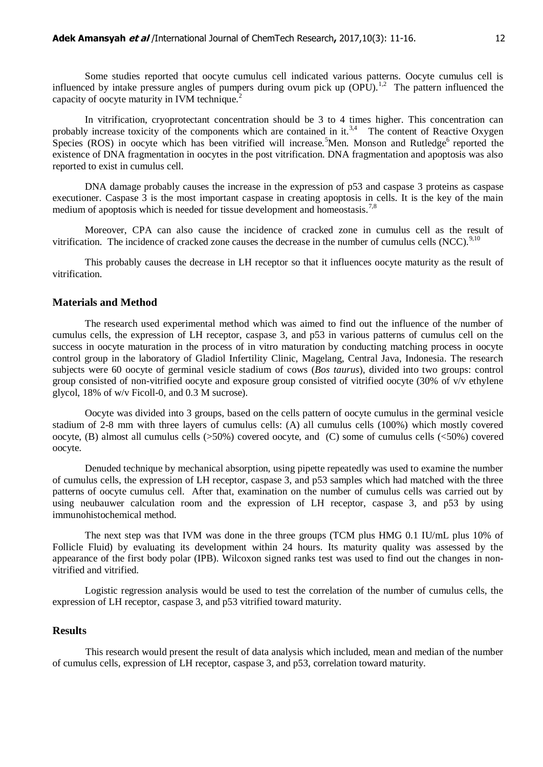Some studies reported that oocyte cumulus cell indicated various patterns. Oocyte cumulus cell is influenced by intake pressure angles of pumpers during ovum pick up (OPU).[1,2] The pattern influenced the capacity of oocyte maturity in IVM technique.[2]

In vitrification, cryoprotectant concentration should be 3 to 4 times higher. This concentration can probably increase toxicity of the components which are contained in it.[3,4] The content of Reactive Oxygen Species (ROS) in oocyte which has been vitrified will increase.[5]Men. Monson and Rutledge[6] reported the existence of DNA fragmentation in oocytes in the post vitrification. DNA fragmentation and apoptosis was also reported to exist in cumulus cell.

DNA damage probably causes the increase in the expression of p53 and caspase 3 proteins as caspase executioner. Caspase 3 is the most important caspase in creating apoptosis in cells. It is the key of the main medium of apoptosis which is needed for tissue development and homeostasis.[7,8]

Moreover, CPA can also cause the incidence of cracked zone in cumulus cell as the result of vitrification. The incidence of cracked zone causes the decrease in the number of cumulus cells (NCC).[9,10]

This probably causes the decrease in LH receptor so that it influences oocyte maturity as the result of vitrification.

## Materials and Method

The research used experimental method which was aimed to find out the influence of the number of cumulus cells, the expression of LH receptor, caspase 3, and p53 in various patterns of cumulus cell on the success in oocyte maturation in the process of in vitro maturation by conducting matching process in oocyte control group in the laboratory of Gladiol Infertility Clinic, Magelang, Central Java, Indonesia. The research subjects were 60 oocyte of germinal vesicle stadium of cows (*Bos taurus*), divided into two groups: control group consisted of non-vitrified oocyte and exposure group consisted of vitrified oocyte (30% of v/v ethylene glycol, 18% of w/v Ficoll-0, and 0.3 M sucrose).

Oocyte was divided into 3 groups, based on the cells pattern of oocyte cumulus in the germinal vesicle stadium of 2-8 mm with three layers of cumulus cells: (A) all cumulus cells (100%) which mostly covered oocyte, (B) almost all cumulus cells (>50%) covered oocyte, and (C) some of cumulus cells (<50%) covered oocyte.

Denuded technique by mechanical absorption, using pipette repeatedly was used to examine the number of cumulus cells, the expression of LH receptor, caspase 3, and p53 samples which had matched with the three patterns of oocyte cumulus cell. After that, examination on the number of cumulus cells was carried out by using neubauwer calculation room and the expression of LH receptor, caspase 3, and p53 by using immunohistochemical method.

The next step was that IVM was done in the three groups (TCM plus HMG 0.1 IU/mL plus 10% of Follicle Fluid) by evaluating its development within 24 hours. Its maturity quality was assessed by the appearance of the first body polar (IPB). Wilcoxon signed ranks test was used to find out the changes in non-vitrified and vitrified.

Logistic regression analysis would be used to test the correlation of the number of cumulus cells, the expression of LH receptor, caspase 3, and p53 vitrified toward maturity.

## Results

This research would present the result of data analysis which included, mean and median of the number of cumulus cells, expression of LH receptor, caspase 3, and p53, correlation toward maturity.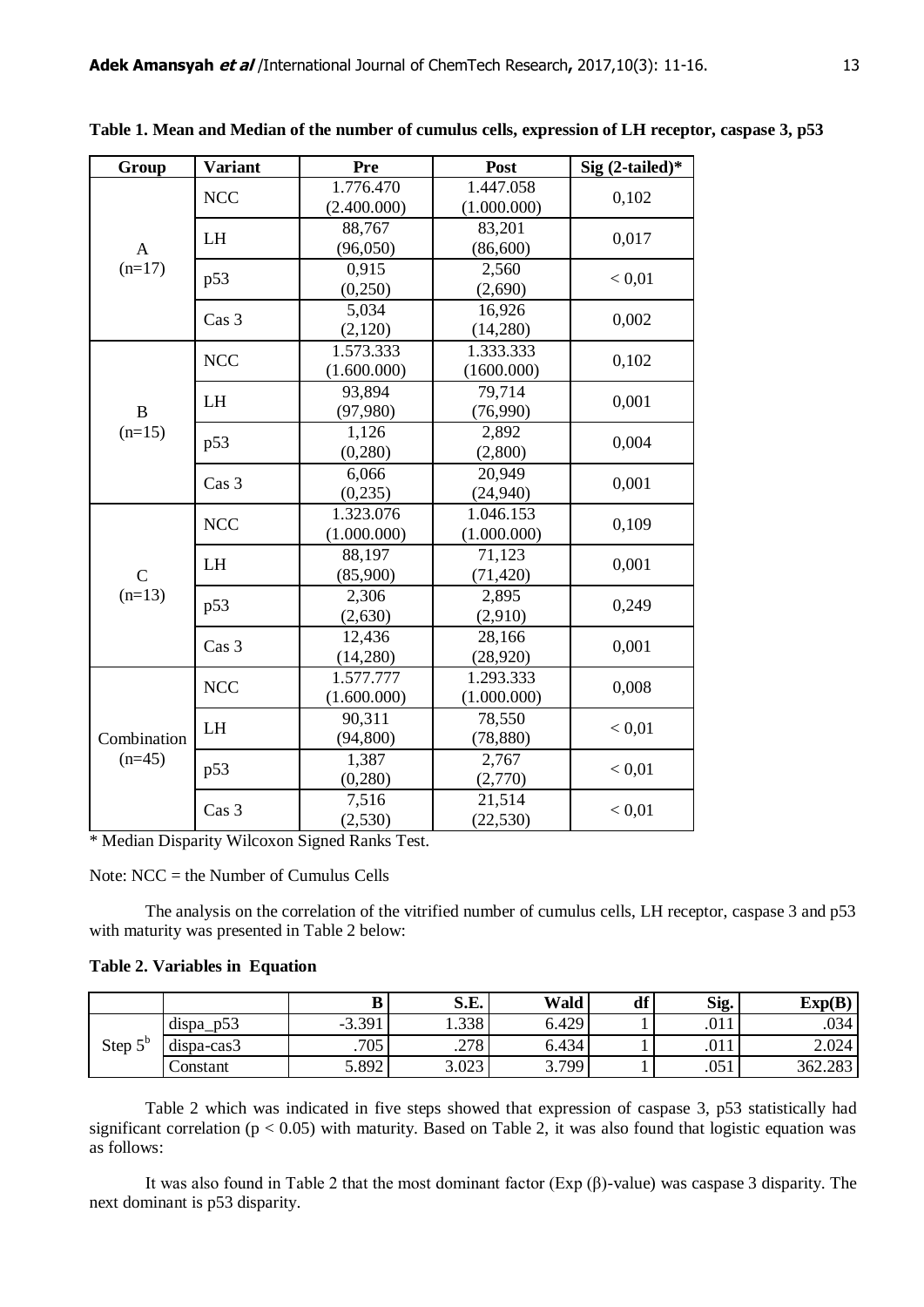**Table 1. Mean and Median of the number of cumulus cells, expression of LH receptor, caspase 3, p53**

| Group | Variant | Pre | Post | Sig (2-tailed)* |
|---|---|---|---|---|
| A (n=17) | NCC | 1.776.470 (2.400.000) | 1.447.058 (1.000.000) | 0,102 |
| | LH | 88,767 (96,050) | 83,201 (86,600) | 0,017 |
| | p53 | 0,915 (0,250) | 2,560 (2,690) | < 0,01 |
| | Cas 3 | 5,034 (2,120) | 16,926 (14,280) | 0,002 |
| B (n=15) | NCC | 1.573.333 (1.600.000) | 1.333.333 (1600.000) | 0,102 |
| | LH | 93,894 (97,980) | 79,714 (76,990) | 0,001 |
| | p53 | 1,126 (0,280) | 2,892 (2,800) | 0,004 |
| | Cas 3 | 6,066 (0,235) | 20,949 (24,940) | 0,001 |
| C (n=13) | NCC | 1.323.076 (1.000.000) | 1.046.153 (1.000.000) | 0,109 |
| | LH | 88,197 (85,900) | 71,123 (71,420) | 0,001 |
| | p53 | 2,306 (2,630) | 2,895 (2,910) | 0,249 |
| | Cas 3 | 12,436 (14,280) | 28,166 (28,920) | 0,001 |
| Combination (n=45) | NCC | 1.577.777 (1.600.000) | 1.293.333 (1.000.000) | 0,008 |
| | LH | 90,311 (94,800) | 78,550 (78,880) | < 0,01 |
| | p53 | 1,387 (0,280) | 2,767 (2,770) | < 0,01 |
| | Cas 3 | 7,516 (2,530) | 21,514 (22,530) | < 0,01 |

\* Median Disparity Wilcoxon Signed Ranks Test.

Note: NCC = the Number of Cumulus Cells

The analysis on the correlation of the vitrified number of cumulus cells, LH receptor, caspase 3 and p53 with maturity was presented in Table 2 below:

**Table 2. Variables in Equation**

| | | B | S.E. | Wald | df | Sig. | Exp(B) |
|---|---|---|---|---|---|---|---|
| Step 5[b] | dispa_p53 | -3.391 | 1.338 | 6.429 | 1 | .011 | .034 |
| | dispa-cas3 | .705 | .278 | 6.434 | 1 | .011 | 2.024 |
| | Constant | 5.892 | 3.023 | 3.799 | 1 | .051 | 362.283 |

Table 2 which was indicated in five steps showed that expression of caspase 3, p53 statistically had significant correlation ($p < 0.05$) with maturity. Based on Table 2, it was also found that logistic equation was as follows:

It was also found in Table 2 that the most dominant factor (Exp (β)-value) was caspase 3 disparity. The next dominant is p53 disparity.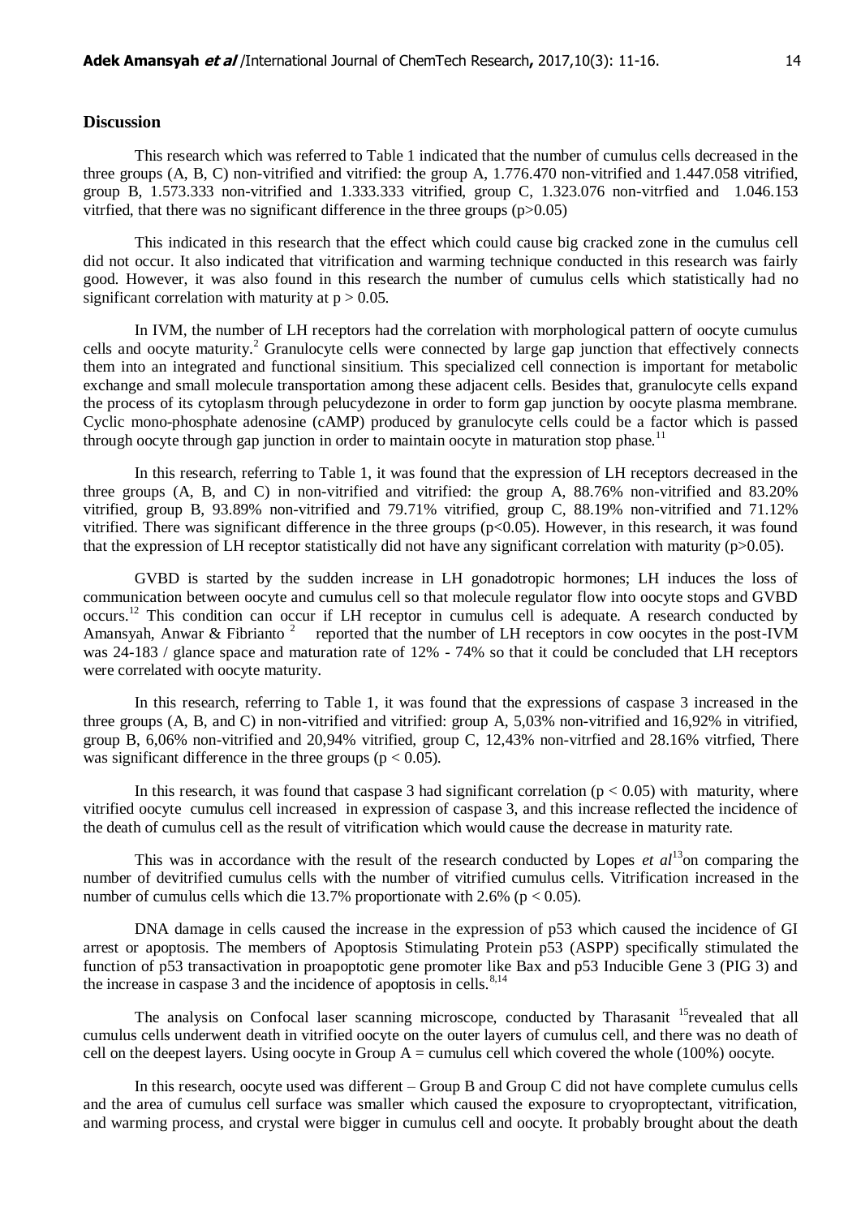## Discussion

This research which was referred to Table 1 indicated that the number of cumulus cells decreased in the three groups (A, B, C) non-vitrified and vitrified: the group A, 1.776.470 non-vitrified and 1.447.058 vitrified, group B, 1.573.333 non-vitrified and 1.333.333 vitrified, group C, 1.323.076 non-vitrfied and 1.046.153 vitrfied, that there was no significant difference in the three groups ($p>0.05$)

This indicated in this research that the effect which could cause big cracked zone in the cumulus cell did not occur. It also indicated that vitrification and warming technique conducted in this research was fairly good. However, it was also found in this research the number of cumulus cells which statistically had no significant correlation with maturity at $p > 0.05$.

In IVM, the number of LH receptors had the correlation with morphological pattern of oocyte cumulus cells and oocyte maturity.[2] Granulocyte cells were connected by large gap junction that effectively connects them into an integrated and functional sinsitium. This specialized cell connection is important for metabolic exchange and small molecule transportation among these adjacent cells. Besides that, granulocyte cells expand the process of its cytoplasm through pelucydezone in order to form gap junction by oocyte plasma membrane. Cyclic mono-phosphate adenosine (cAMP) produced by granulocyte cells could be a factor which is passed through oocyte through gap junction in order to maintain oocyte in maturation stop phase.[11]

In this research, referring to Table 1, it was found that the expression of LH receptors decreased in the three groups (A, B, and C) in non-vitrified and vitrified: the group A, 88.76% non-vitrified and 83.20% vitrified, group B, 93.89% non-vitrified and 79.71% vitrified, group C, 88.19% non-vitrified and 71.12% vitrified. There was significant difference in the three groups ($p<0.05$). However, in this research, it was found that the expression of LH receptor statistically did not have any significant correlation with maturity ($p>0.05$).

GVBD is started by the sudden increase in LH gonadotropic hormones; LH induces the loss of communication between oocyte and cumulus cell so that molecule regulator flow into oocyte stops and GVBD occurs.[12] This condition can occur if LH receptor in cumulus cell is adequate. A research conducted by Amansyah, Anwar & Fibrianto [2] reported that the number of LH receptors in cow oocytes in the post-IVM was 24-183 / glance space and maturation rate of 12% - 74% so that it could be concluded that LH receptors were correlated with oocyte maturity.

In this research, referring to Table 1, it was found that the expressions of caspase 3 increased in the three groups (A, B, and C) in non-vitrified and vitrified: group A, 5,03% non-vitrified and 16,92% in vitrified, group B, 6,06% non-vitrified and 20,94% vitrified, group C, 12,43% non-vitrfied and 28.16% vitrfied, There was significant difference in the three groups ($p < 0.05$).

In this research, it was found that caspase 3 had significant correlation ($p < 0.05$) with maturity, where vitrified oocyte cumulus cell increased in expression of caspase 3, and this increase reflected the incidence of the death of cumulus cell as the result of vitrification which would cause the decrease in maturity rate.

This was in accordance with the result of the research conducted by Lopes *et al*[13] on comparing the number of devitrified cumulus cells with the number of vitrified cumulus cells. Vitrification increased in the number of cumulus cells which die 13.7% proportionate with 2.6% ($p < 0.05$).

DNA damage in cells caused the increase in the expression of p53 which caused the incidence of GI arrest or apoptosis. The members of Apoptosis Stimulating Protein p53 (ASPP) specifically stimulated the function of p53 transactivation in proapoptotic gene promoter like Bax and p53 Inducible Gene 3 (PIG 3) and the increase in caspase 3 and the incidence of apoptosis in cells.[8,14]

The analysis on Confocal laser scanning microscope, conducted by Tharasanit [15] revealed that all cumulus cells underwent death in vitrified oocyte on the outer layers of cumulus cell, and there was no death of cell on the deepest layers. Using oocyte in Group A = cumulus cell which covered the whole (100%) oocyte.

In this research, oocyte used was different – Group B and Group C did not have complete cumulus cells and the area of cumulus cell surface was smaller which caused the exposure to cryoproptectant, vitrification, and warming process, and crystal were bigger in cumulus cell and oocyte. It probably brought about the death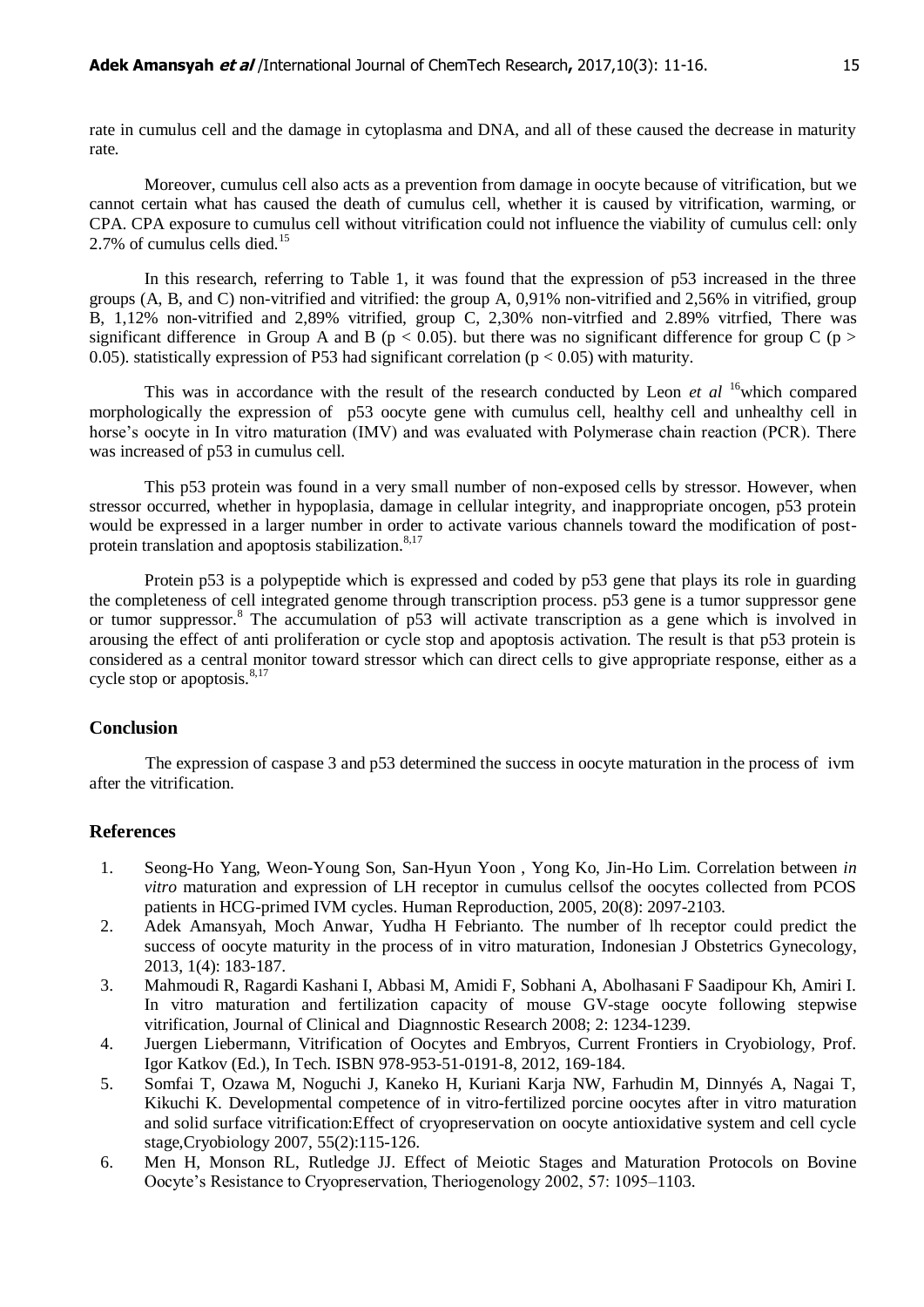rate in cumulus cell and the damage in cytoplasma and DNA, and all of these caused the decrease in maturity rate.

Moreover, cumulus cell also acts as a prevention from damage in oocyte because of vitrification, but we cannot certain what has caused the death of cumulus cell, whether it is caused by vitrification, warming, or CPA. CPA exposure to cumulus cell without vitrification could not influence the viability of cumulus cell: only 2.7% of cumulus cells died.[15]

In this research, referring to Table 1, it was found that the expression of p53 increased in the three groups (A, B, and C) non-vitrified and vitrified: the group A, 0,91% non-vitrified and 2,56% in vitrified, group B, 1,12% non-vitrified and 2,89% vitrified, group C, 2,30% non-vitrfied and 2.89% vitrfied, There was significant difference in Group A and B ($p < 0.05$). but there was no significant difference for group C ($p > 0.05$). statistically expression of P53 had significant correlation ($p < 0.05$) with maturity.

This was in accordance with the result of the research conducted by Leon *et al* [16]which compared morphologically the expression of p53 oocyte gene with cumulus cell, healthy cell and unhealthy cell in horse's oocyte in In vitro maturation (IMV) and was evaluated with Polymerase chain reaction (PCR). There was increased of p53 in cumulus cell.

This p53 protein was found in a very small number of non-exposed cells by stressor. However, when stressor occurred, whether in hypoplasia, damage in cellular integrity, and inappropriate oncogen, p53 protein would be expressed in a larger number in order to activate various channels toward the modification of post-protein translation and apoptosis stabilization.[8,17]

Protein p53 is a polypeptide which is expressed and coded by p53 gene that plays its role in guarding the completeness of cell integrated genome through transcription process. p53 gene is a tumor suppressor gene or tumor suppressor.[8] The accumulation of p53 will activate transcription as a gene which is involved in arousing the effect of anti proliferation or cycle stop and apoptosis activation. The result is that p53 protein is considered as a central monitor toward stressor which can direct cells to give appropriate response, either as a cycle stop or apoptosis.[8,17]

## Conclusion

The expression of caspase 3 and p53 determined the success in oocyte maturation in the process of ivm after the vitrification.

## References

1. Seong-Ho Yang, Weon-Young Son, San-Hyun Yoon , Yong Ko, Jin-Ho Lim. Correlation between *in vitro* maturation and expression of LH receptor in cumulus cellsof the oocytes collected from PCOS patients in HCG-primed IVM cycles. Human Reproduction, 2005, 20(8): 2097-2103.
2. Adek Amansyah, Moch Anwar, Yudha H Febrianto. The number of lh receptor could predict the success of oocyte maturity in the process of in vitro maturation, Indonesian J Obstetrics Gynecology, 2013, 1(4): 183-187.
3. Mahmoudi R, Ragardi Kashani I, Abbasi M, Amidi F, Sobhani A, Abolhasani F Saadipour Kh, Amiri I. In vitro maturation and fertilization capacity of mouse GV-stage oocyte following stepwise vitrification, Journal of Clinical and Diagnnostic Research 2008; 2: 1234-1239.
4. Juergen Liebermann, Vitrification of Oocytes and Embryos, Current Frontiers in Cryobiology, Prof. Igor Katkov (Ed.), In Tech. ISBN 978-953-51-0191-8, 2012, 169-184.
5. Somfai T, Ozawa M, Noguchi J, Kaneko H, Kuriani Karja NW, Farhudin M, Dinnyés A, Nagai T, Kikuchi K. Developmental competence of in vitro-fertilized porcine oocytes after in vitro maturation and solid surface vitrification:Effect of cryopreservation on oocyte antioxidative system and cell cycle stage,Cryobiology 2007, 55(2):115-126.
6. Men H, Monson RL, Rutledge JJ. Effect of Meiotic Stages and Maturation Protocols on Bovine Oocyte's Resistance to Cryopreservation, Theriogenology 2002, 57: 1095–1103.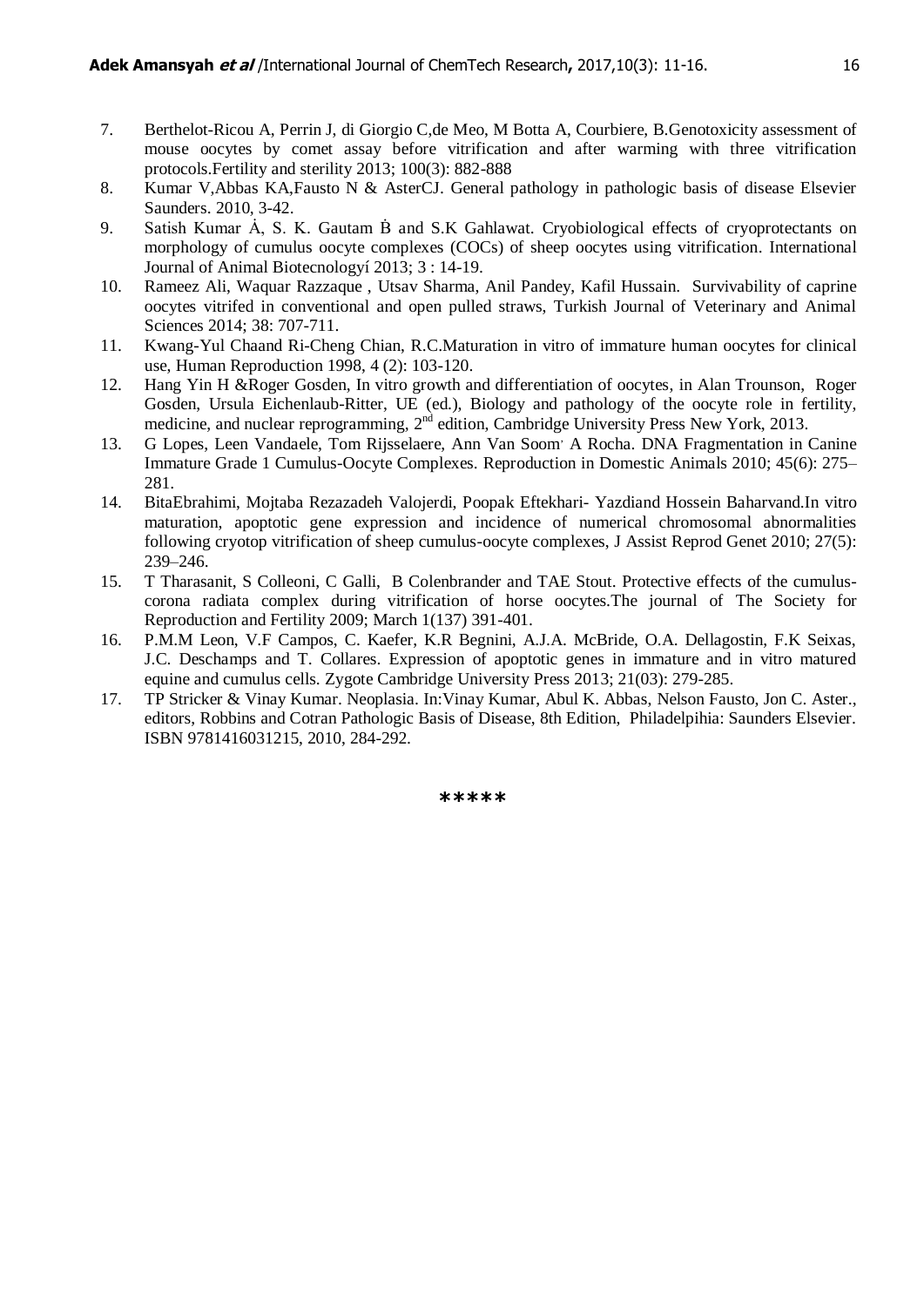7. Berthelot-Ricou A, Perrin J, di Giorgio C,de Meo, M Botta A, Courbiere, B.Genotoxicity assessment of mouse oocytes by comet assay before vitrification and after warming with three vitrification protocols.Fertility and sterility 2013; 100(3): 882-888
8. Kumar V,Abbas KA,Fausto N & AsterCJ. General pathology in pathologic basis of disease Elsevier Saunders. 2010, 3-42.
9. Satish Kumar Ȧ, S. K. Gautam Ḃ and S.K Gahlawat. Cryobiological effects of cryoprotectants on morphology of cumulus oocyte complexes (COCs) of sheep oocytes using vitrification. International Journal of Animal Biotecnologyí 2013; 3 : 14-19.
10. Rameez Ali, Waquar Razzaque , Utsav Sharma, Anil Pandey, Kafil Hussain. Survivability of caprine oocytes vitrifed in conventional and open pulled straws, Turkish Journal of Veterinary and Animal Sciences 2014; 38: 707-711.
11. Kwang-Yul Chaand Ri-Cheng Chian, R.C.Maturation in vitro of immature human oocytes for clinical use, Human Reproduction 1998, 4 (2): 103-120.
12. Hang Yin H &Roger Gosden, In vitro growth and differentiation of oocytes, in Alan Trounson, Roger Gosden, Ursula Eichenlaub-Ritter, UE (ed.), Biology and pathology of the oocyte role in fertility, medicine, and nuclear reprogramming, 2nd edition, Cambridge University Press New York, 2013.
13. G Lopes, Leen Vandaele, Tom Rijsselaere, Ann Van Soom, A Rocha. DNA Fragmentation in Canine Immature Grade 1 Cumulus-Oocyte Complexes. Reproduction in Domestic Animals 2010; 45(6): 275–281.
14. BitaEbrahimi, Mojtaba Rezazadeh Valojerdi, Poopak Eftekhari- Yazdiand Hossein Baharvand.In vitro maturation, apoptotic gene expression and incidence of numerical chromosomal abnormalities following cryotop vitrification of sheep cumulus-oocyte complexes, J Assist Reprod Genet 2010; 27(5): 239–246.
15. T Tharasanit, S Colleoni, C Galli, B Colenbrander and TAE Stout. Protective effects of the cumulus-corona radiata complex during vitrification of horse oocytes.The journal of The Society for Reproduction and Fertility 2009; March 1(137) 391-401.
16. P.M.M Leon, V.F Campos, C. Kaefer, K.R Begnini, A.J.A. McBride, O.A. Dellagostin, F.K Seixas, J.C. Deschamps and T. Collares. Expression of apoptotic genes in immature and in vitro matured equine and cumulus cells. Zygote Cambridge University Press 2013; 21(03): 279-285.
17. TP Stricker & Vinay Kumar. Neoplasia. In:Vinay Kumar, Abul K. Abbas, Nelson Fausto, Jon C. Aster., editors, Robbins and Cotran Pathologic Basis of Disease, 8th Edition, Philadelpihia: Saunders Elsevier. ISBN 9781416031215, 2010, 284-292.

*****